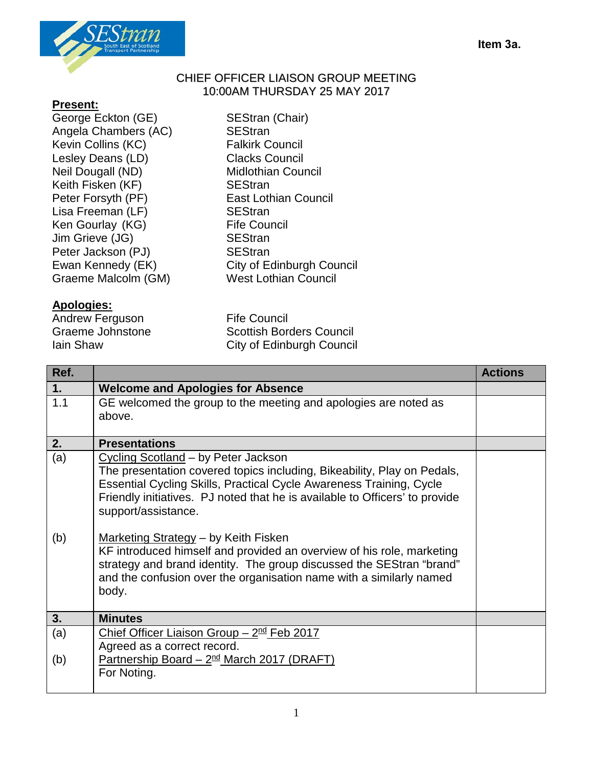Item 3a.

# CHIEF OFFICER LIAISON GROUP MEETING
## 10:00AM THURSDAY 25 MAY 2017

**Present:**

| | |
|---|---|
| George Eckton (GE) | SEStran (Chair) |
| Angela Chambers (AC) | SEStran |
| Kevin Collins (KC) | Falkirk Council |
| Lesley Deans (LD) | Clacks Council |
| Neil Dougall (ND) | Midlothian Council |
| Keith Fisken (KF) | SEStran |
| Peter Forsyth (PF) | East Lothian Council |
| Lisa Freeman (LF) | SEStran |
| Ken Gourlay (KG) | Fife Council |
| Jim Grieve (JG) | SEStran |
| Peter Jackson (PJ) | SEStran |
| Ewan Kennedy (EK) | City of Edinburgh Council |
| Graeme Malcolm (GM) | West Lothian Council |

**Apologies:**

| | |
|---|---|
| Andrew Ferguson | Fife Council |
| Graeme Johnstone | Scottish Borders Council |
| Iain Shaw | City of Edinburgh Council |

| Ref. | | Actions |
|---|---|---|
| **1.** | **Welcome and Apologies for Absence** | |
| 1.1 | GE welcomed the group to the meeting and apologies are noted as above. | |
| **2.** | **Presentations** | |
| (a) | Cycling Scotland – by Peter Jackson<br>The presentation covered topics including, Bikeability, Play on Pedals, Essential Cycling Skills, Practical Cycle Awareness Training, Cycle Friendly initiatives. PJ noted that he is available to Officers' to provide support/assistance. | |
| (b) | Marketing Strategy – by Keith Fisken<br>KF introduced himself and provided an overview of his role, marketing strategy and brand identity. The group discussed the SEStran "brand" and the confusion over the organisation name with a similarly named body. | |
| **3.** | **Minutes** | |
| (a) | Chief Officer Liaison Group – 2nd Feb 2017<br>Agreed as a correct record. | |
| (b) | Partnership Board – 2nd March 2017 (DRAFT)<br>For Noting. | |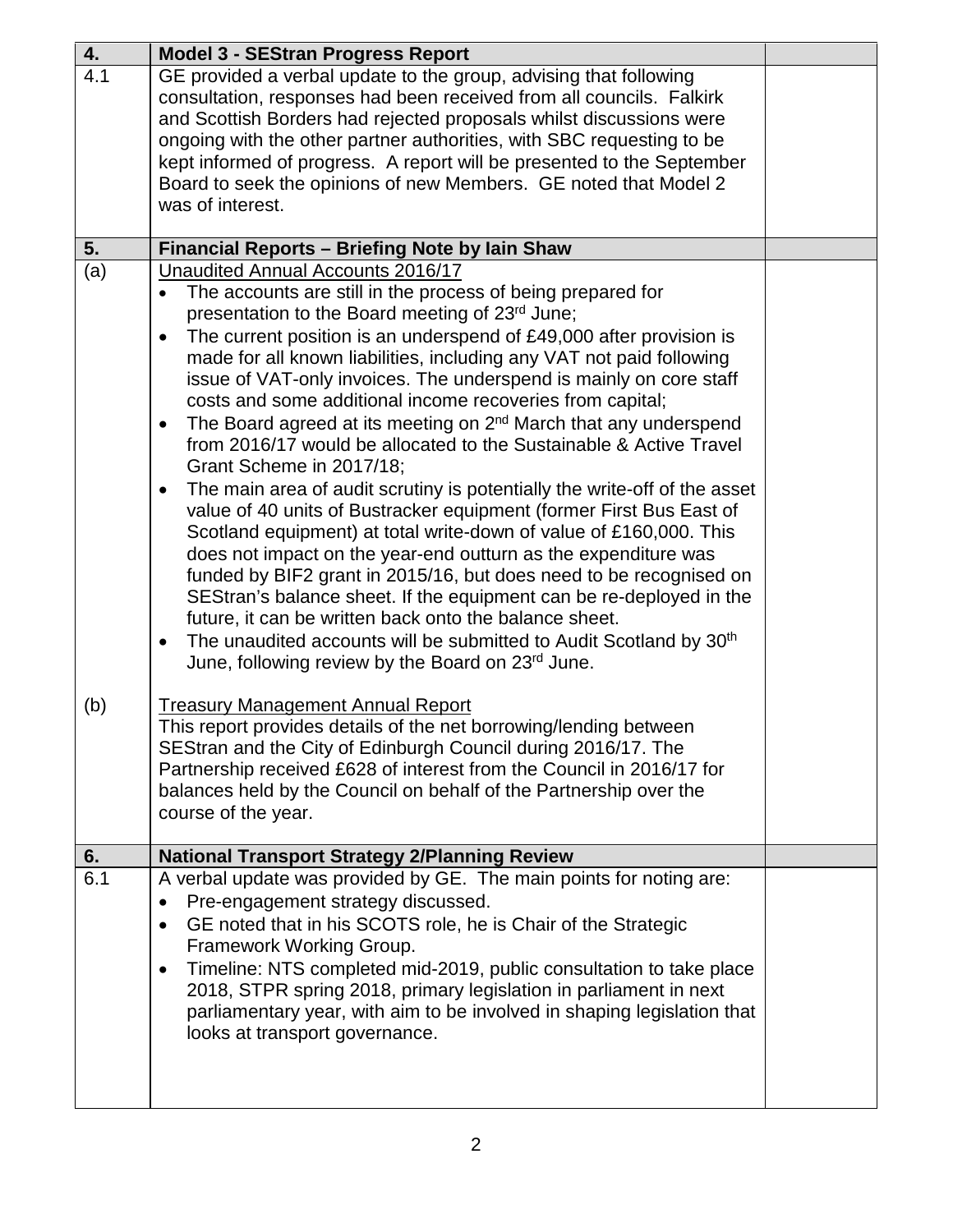| 4. | Model 3 - SEStran Progress Report | |
|---|---|---|
| 4.1 | GE provided a verbal update to the group, advising that following consultation, responses had been received from all councils. Falkirk and Scottish Borders had rejected proposals whilst discussions were ongoing with the other partner authorities, with SBC requesting to be kept informed of progress. A report will be presented to the September Board to seek the opinions of new Members. GE noted that Model 2 was of interest. | |
| **5.** | **Financial Reports – Briefing Note by Iain Shaw** | |
| (a) | Unaudited Annual Accounts 2016/17<br>• The accounts are still in the process of being prepared for presentation to the Board meeting of 23rd June;<br>• The current position is an underspend of £49,000 after provision is made for all known liabilities, including any VAT not paid following issue of VAT-only invoices. The underspend is mainly on core staff costs and some additional income recoveries from capital;<br>• The Board agreed at its meeting on 2nd March that any underspend from 2016/17 would be allocated to the Sustainable & Active Travel Grant Scheme in 2017/18;<br>• The main area of audit scrutiny is potentially the write-off of the asset value of 40 units of Bustracker equipment (former First Bus East of Scotland equipment) at total write-down of value of £160,000. This does not impact on the year-end outturn as the expenditure was funded by BIF2 grant in 2015/16, but does need to be recognised on SEStran's balance sheet. If the equipment can be re-deployed in the future, it can be written back onto the balance sheet.<br>• The unaudited accounts will be submitted to Audit Scotland by 30th June, following review by the Board on 23rd June. | |
| (b) | Treasury Management Annual Report<br>This report provides details of the net borrowing/lending between SEStran and the City of Edinburgh Council during 2016/17. The Partnership received £628 of interest from the Council in 2016/17 for balances held by the Council on behalf of the Partnership over the course of the year. | |
| **6.** | **National Transport Strategy 2/Planning Review** | |
| 6.1 | A verbal update was provided by GE. The main points for noting are:<br>• Pre-engagement strategy discussed.<br>• GE noted that in his SCOTS role, he is Chair of the Strategic Framework Working Group.<br>• Timeline: NTS completed mid-2019, public consultation to take place 2018, STPR spring 2018, primary legislation in parliament in next parliamentary year, with aim to be involved in shaping legislation that looks at transport governance. | |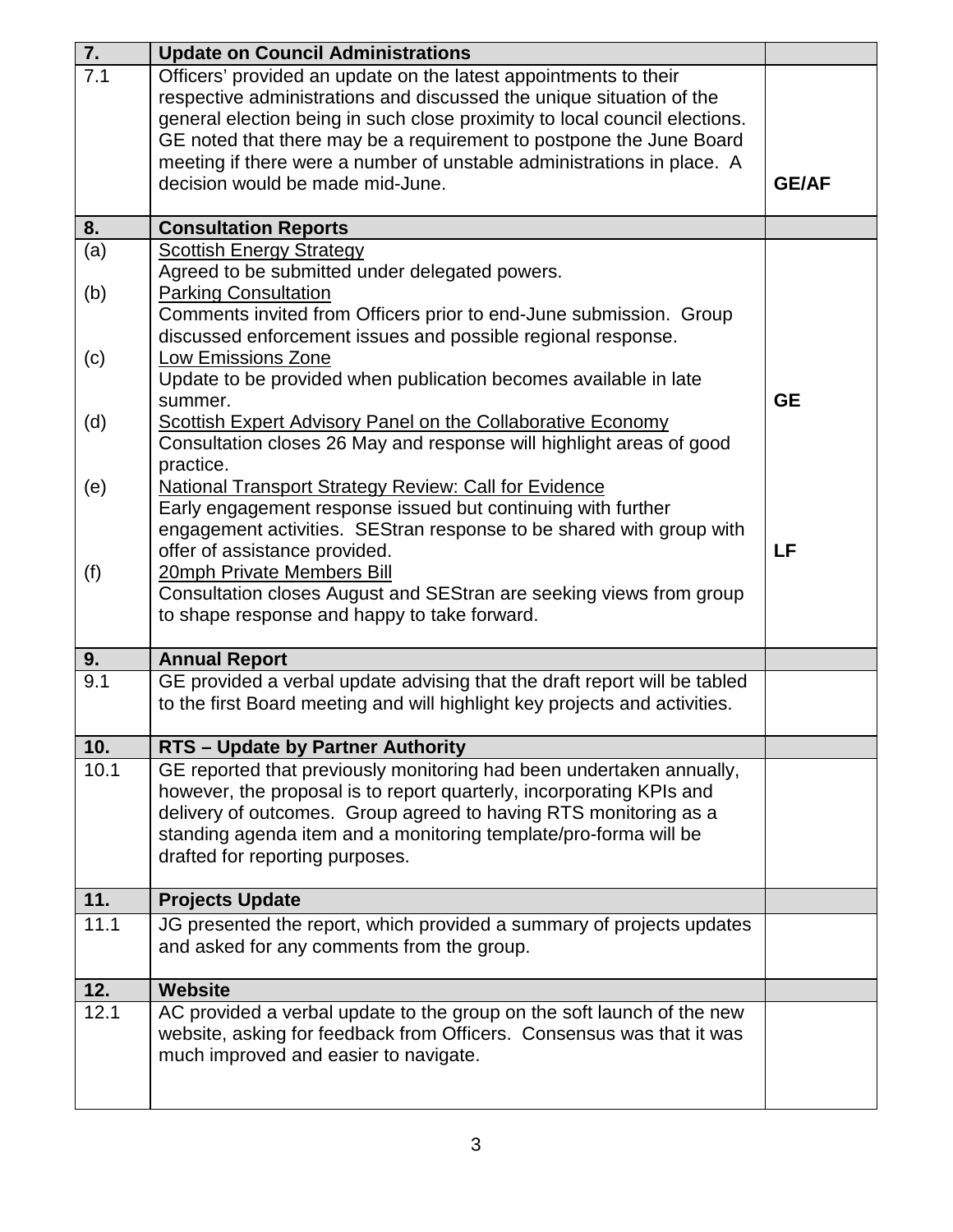| 7. | **Update on Council Administrations** | |
|---|---|---|
| 7.1 | Officers' provided an update on the latest appointments to their respective administrations and discussed the unique situation of the general election being in such close proximity to local council elections. GE noted that there may be a requirement to postpone the June Board meeting if there were a number of unstable administrations in place. A decision would be made mid-June. | **GE/AF** |
| **8.** | **Consultation Reports** | |
| (a) | Scottish Energy Strategy<br>Agreed to be submitted under delegated powers. | |
| (b) | Parking Consultation<br>Comments invited from Officers prior to end-June submission. Group discussed enforcement issues and possible regional response. | |
| (c) | Low Emissions Zone<br>Update to be provided when publication becomes available in late summer. | **GE** |
| (d) | Scottish Expert Advisory Panel on the Collaborative Economy<br>Consultation closes 26 May and response will highlight areas of good practice. | |
| (e) | National Transport Strategy Review: Call for Evidence<br>Early engagement response issued but continuing with further engagement activities. SEStran response to be shared with group with offer of assistance provided. | **LF** |
| (f) | 20mph Private Members Bill<br>Consultation closes August and SEStran are seeking views from group to shape response and happy to take forward. | |
| **9.** | **Annual Report** | |
| 9.1 | GE provided a verbal update advising that the draft report will be tabled to the first Board meeting and will highlight key projects and activities. | |
| **10.** | **RTS – Update by Partner Authority** | |
| 10.1 | GE reported that previously monitoring had been undertaken annually, however, the proposal is to report quarterly, incorporating KPIs and delivery of outcomes. Group agreed to having RTS monitoring as a standing agenda item and a monitoring template/pro-forma will be drafted for reporting purposes. | |
| **11.** | **Projects Update** | |
| 11.1 | JG presented the report, which provided a summary of projects updates and asked for any comments from the group. | |
| **12.** | **Website** | |
| 12.1 | AC provided a verbal update to the group on the soft launch of the new website, asking for feedback from Officers. Consensus was that it was much improved and easier to navigate. | |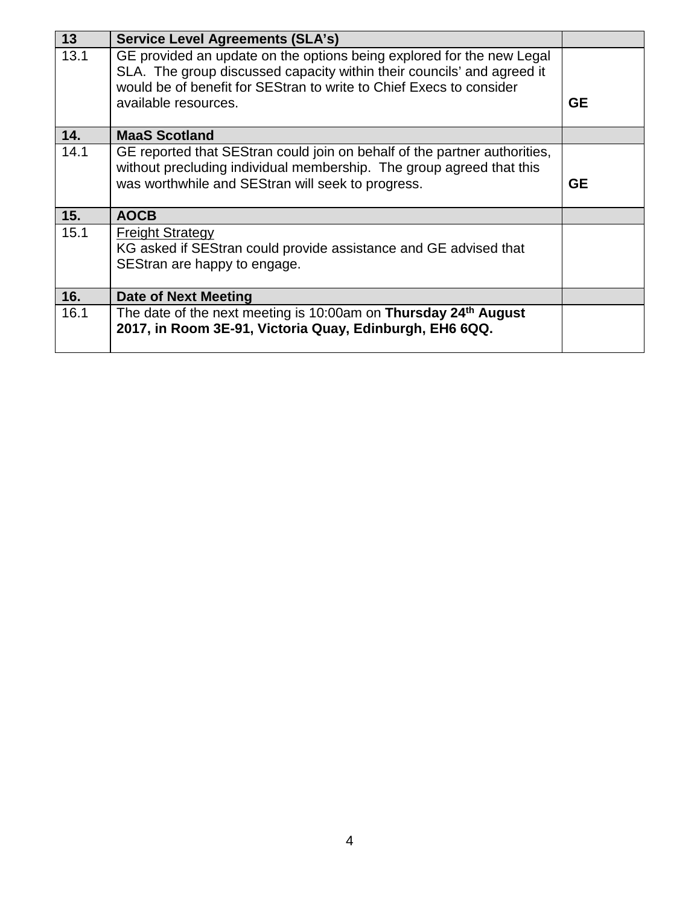| | | |
|---|---|---|
| **13** | **Service Level Agreements (SLA's)** | |
| 13.1 | GE provided an update on the options being explored for the new Legal SLA. The group discussed capacity within their councils' and agreed it would be of benefit for SEStran to write to Chief Execs to consider available resources. | **GE** |
| **14.** | **MaaS Scotland** | |
| 14.1 | GE reported that SEStran could join on behalf of the partner authorities, without precluding individual membership. The group agreed that this was worthwhile and SEStran will seek to progress. | **GE** |
| **15.** | **AOCB** | |
| 15.1 | Freight Strategy<br>KG asked if SEStran could provide assistance and GE advised that SEStran are happy to engage. | |
| **16.** | **Date of Next Meeting** | |
| 16.1 | The date of the next meeting is 10:00am on **Thursday 24th August 2017, in Room 3E-91, Victoria Quay, Edinburgh, EH6 6QQ.** | |